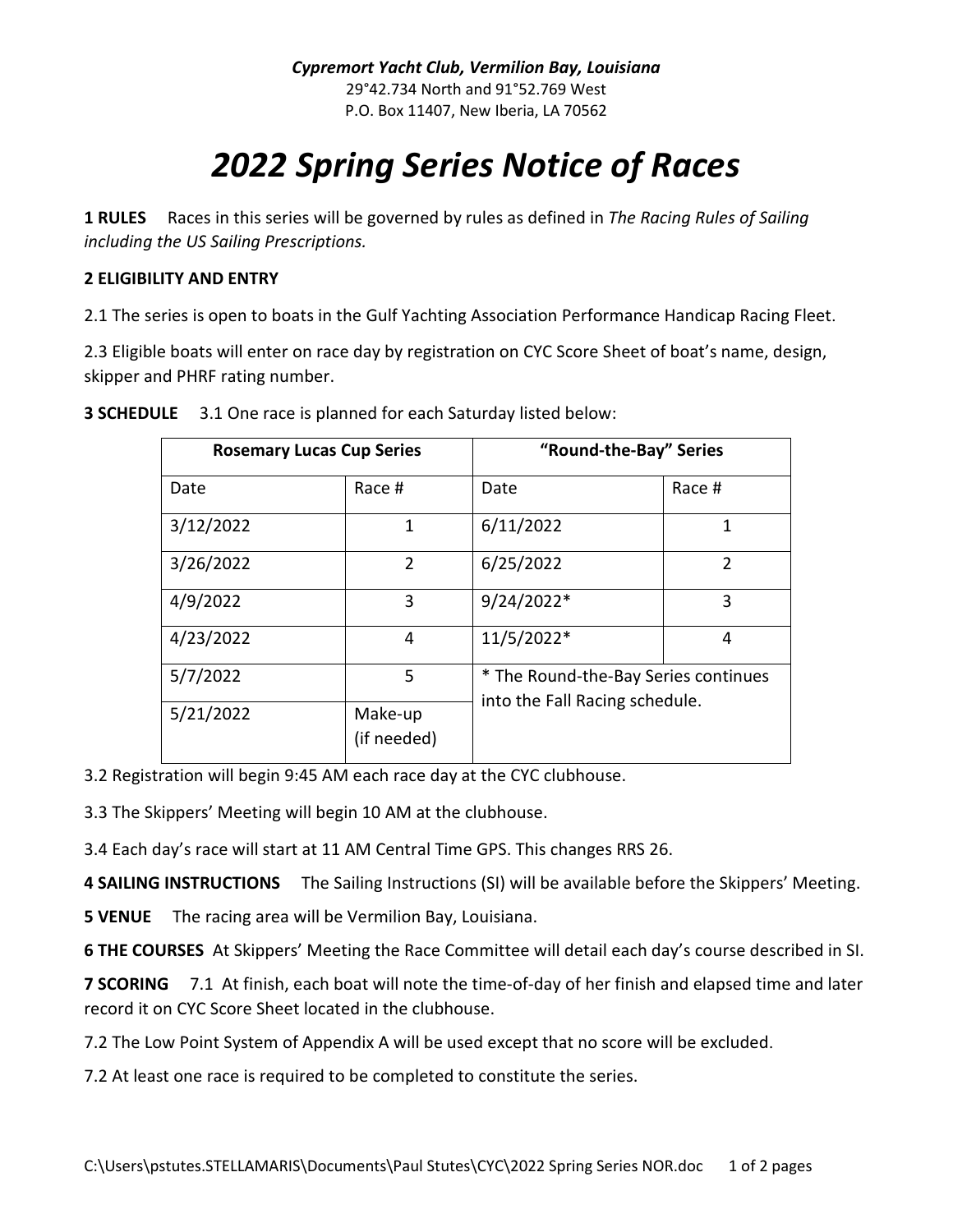*Cypremort Yacht Club, Vermilion Bay, Louisiana*
29°42.734 North and 91°52.769 West
P.O. Box 11407, New Iberia, LA 70562

# *2022 Spring Series Notice of Races*

**1 RULES** Races in this series will be governed by rules as defined in *The Racing Rules of Sailing including the US Sailing Prescriptions.*

**2 ELIGIBILITY AND ENTRY**

2.1 The series is open to boats in the Gulf Yachting Association Performance Handicap Racing Fleet.

2.3 Eligible boats will enter on race day by registration on CYC Score Sheet of boat's name, design, skipper and PHRF rating number.

**3 SCHEDULE** 3.1 One race is planned for each Saturday listed below:

| Rosemary Lucas Cup Series | | "Round-the-Bay" Series | |
|---|---|---|---|
| Date | Race # | Date | Race # |
| 3/12/2022 | 1 | 6/11/2022 | 1 |
| 3/26/2022 | 2 | 6/25/2022 | 2 |
| 4/9/2022 | 3 | 9/24/2022* | 3 |
| 4/23/2022 | 4 | 11/5/2022* | 4 |
| 5/7/2022 | 5 | * The Round-the-Bay Series continues into the Fall Racing schedule. | |
| 5/21/2022 | Make-up (if needed) | | |

3.2 Registration will begin 9:45 AM each race day at the CYC clubhouse.

3.3 The Skippers' Meeting will begin 10 AM at the clubhouse.

3.4 Each day's race will start at 11 AM Central Time GPS. This changes RRS 26.

**4 SAILING INSTRUCTIONS** The Sailing Instructions (SI) will be available before the Skippers' Meeting.

**5 VENUE** The racing area will be Vermilion Bay, Louisiana.

**6 THE COURSES** At Skippers' Meeting the Race Committee will detail each day's course described in SI.

**7 SCORING** 7.1 At finish, each boat will note the time-of-day of her finish and elapsed time and later record it on CYC Score Sheet located in the clubhouse.

7.2 The Low Point System of Appendix A will be used except that no score will be excluded.

7.2 At least one race is required to be completed to constitute the series.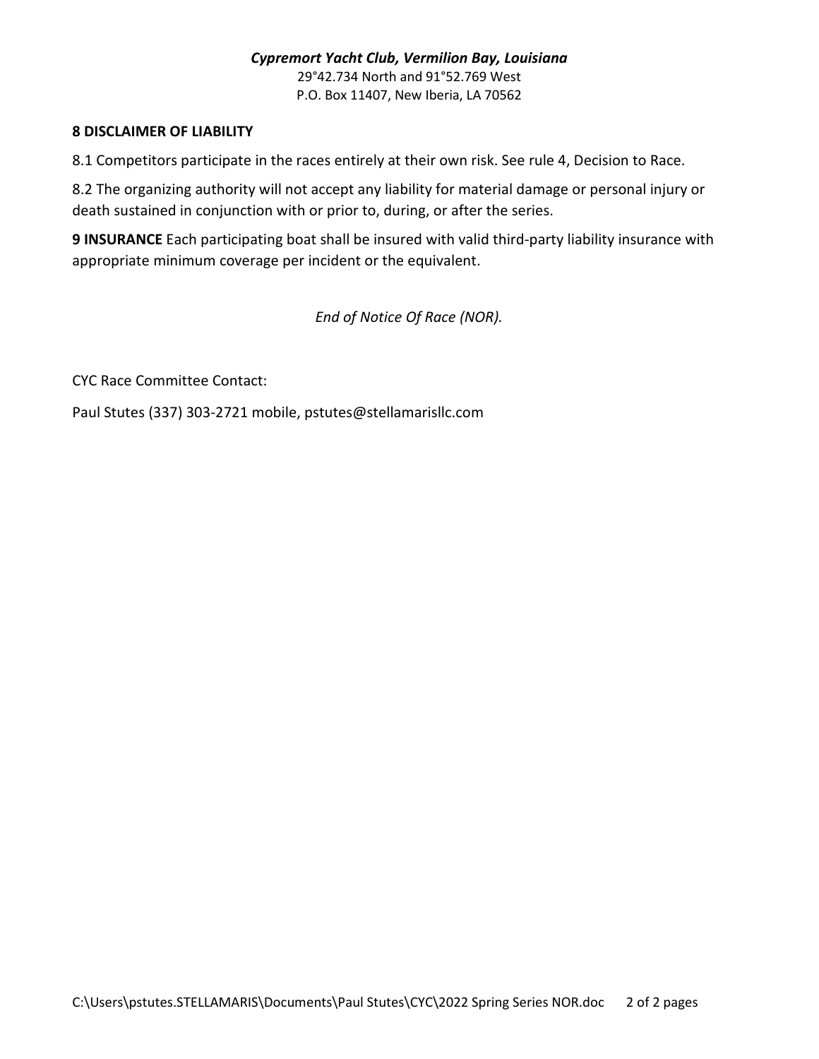## 8 DISCLAIMER OF LIABILITY

8.1 Competitors participate in the races entirely at their own risk. See rule 4, Decision to Race.

8.2 The organizing authority will not accept any liability for material damage or personal injury or death sustained in conjunction with or prior to, during, or after the series.

**9 INSURANCE** Each participating boat shall be insured with valid third-party liability insurance with appropriate minimum coverage per incident or the equivalent.

*End of Notice Of Race (NOR).*

CYC Race Committee Contact:

Paul Stutes (337) 303-2721 mobile, pstutes@stellamarisllc.com